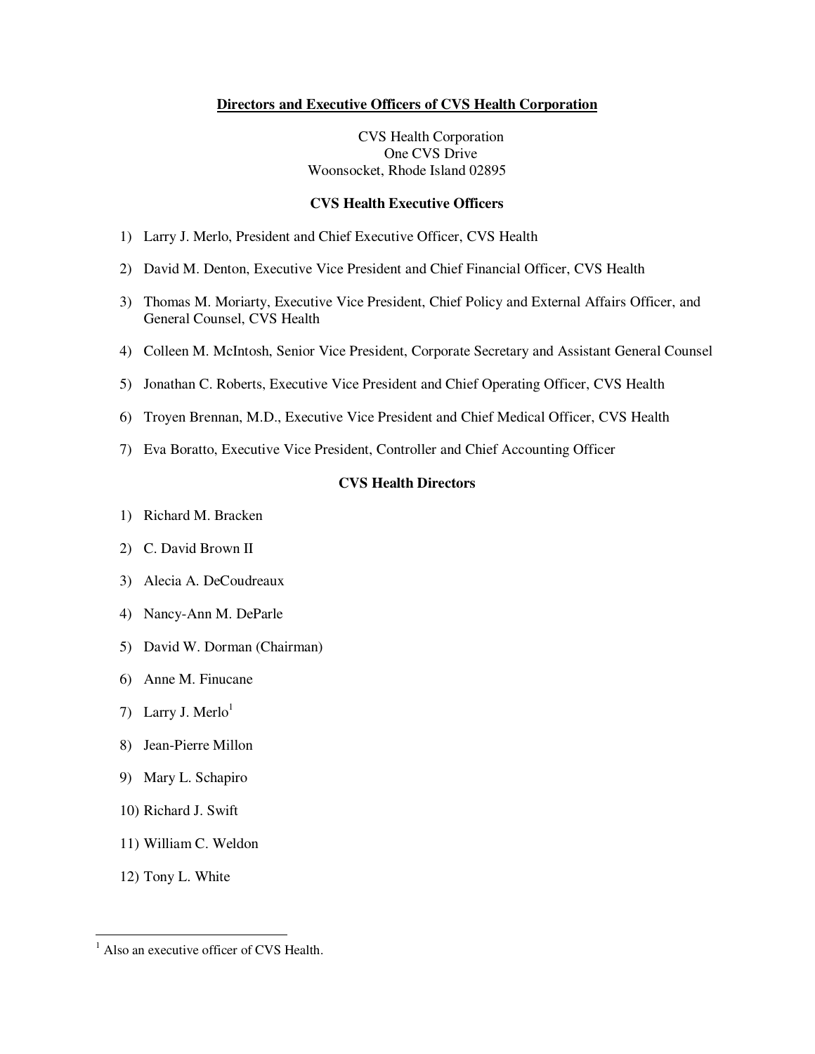# Directors and Executive Officers of CVS Health Corporation

CVS Health Corporation
One CVS Drive
Woonsocket, Rhode Island 02895

## CVS Health Executive Officers

1) Larry J. Merlo, President and Chief Executive Officer, CVS Health
2) David M. Denton, Executive Vice President and Chief Financial Officer, CVS Health
3) Thomas M. Moriarty, Executive Vice President, Chief Policy and External Affairs Officer, and General Counsel, CVS Health
4) Colleen M. McIntosh, Senior Vice President, Corporate Secretary and Assistant General Counsel
5) Jonathan C. Roberts, Executive Vice President and Chief Operating Officer, CVS Health
6) Troyen Brennan, M.D., Executive Vice President and Chief Medical Officer, CVS Health
7) Eva Boratto, Executive Vice President, Controller and Chief Accounting Officer

## CVS Health Directors

1) Richard M. Bracken
2) C. David Brown II
3) Alecia A. DeCoudreaux
4) Nancy-Ann M. DeParle
5) David W. Dorman (Chairman)
6) Anne M. Finucane
7) Larry J. Merlo[1]
8) Jean-Pierre Millon
9) Mary L. Schapiro
10) Richard J. Swift
11) William C. Weldon
12) Tony L. White

---

[1] Also an executive officer of CVS Health.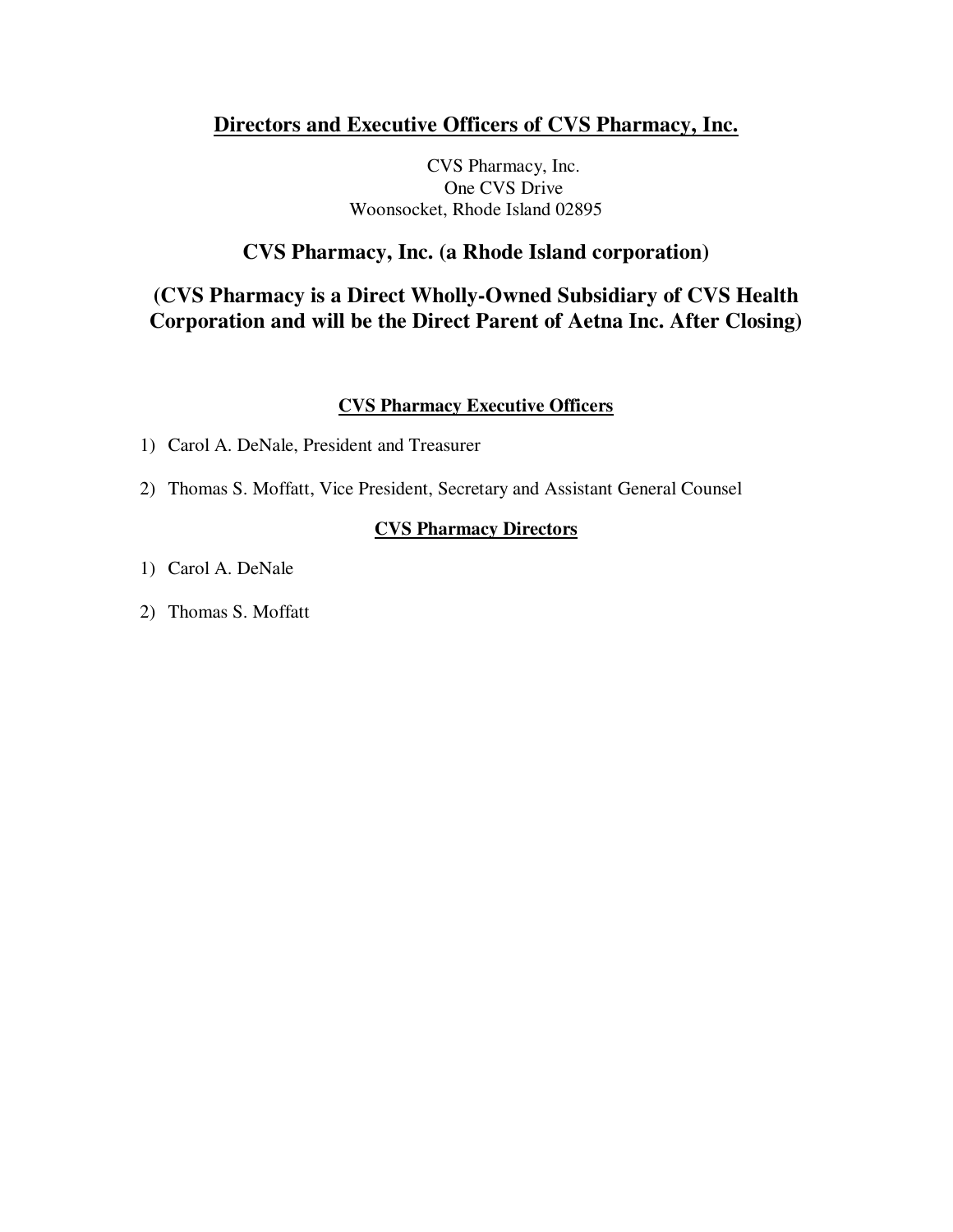# Directors and Executive Officers of CVS Pharmacy, Inc.

CVS Pharmacy, Inc.
One CVS Drive
Woonsocket, Rhode Island 02895

## CVS Pharmacy, Inc. (a Rhode Island corporation)

## (CVS Pharmacy is a Direct Wholly-Owned Subsidiary of CVS Health Corporation and will be the Direct Parent of Aetna Inc. After Closing)

### CVS Pharmacy Executive Officers

1) Carol A. DeNale, President and Treasurer
2) Thomas S. Moffatt, Vice President, Secretary and Assistant General Counsel

### CVS Pharmacy Directors

1) Carol A. DeNale
2) Thomas S. Moffatt